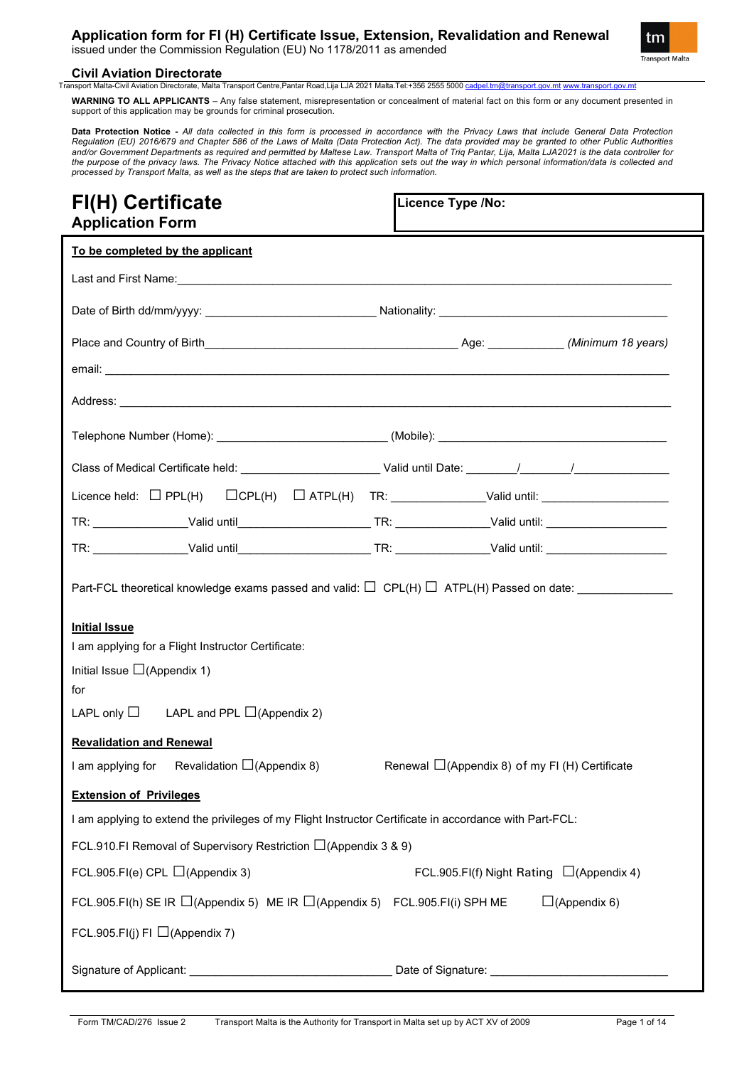# Application form for FI (H) Certificate Issue, Extension, Revalidation and Renewal

issued under the Commission Regulation (EU) No 1178/2011 as amended

**Civil Aviation Directorate**

Transport Malta-Civil Aviation Directorate, Malta Transport Centre,Pantar Road,Lija LJA 2021 Malta.Tel:+356 2555 5000 cadpel.tm@transport.gov.mt www.transport.gov.mt

**WARNING TO ALL APPLICANTS** – Any false statement, misrepresentation or concealment of material fact on this form or any document presented in support of this application may be grounds for criminal prosecution.

**Data Protection Notice -** *All data collected in this form is processed in accordance with the Privacy Laws that include General Data Protection Regulation (EU) 2016/679 and Chapter 586 of the Laws of Malta (Data Protection Act). The data provided may be granted to other Public Authorities and/or Government Departments as required and permitted by Maltese Law. Transport Malta of Triq Pantar, Lija, Malta LJA2021 is the data controller for the purpose of the privacy laws. The Privacy Notice attached with this application sets out the way in which personal information/data is collected and processed by Transport Malta, as well as the steps that are taken to protect such information.*

## FI(H) Certificate
### Application Form

**Licence Type /No:**

**To be completed by the applicant**

Last and First Name: ______________________________________________

Date of Birth dd/mm/yyyy: ____________________ Nationality: ____________________

Place and Country of Birth____________________ Age: __________ *(Minimum 18 years)*

email: ______________________________________________

Address: ______________________________________________

Telephone Number (Home): ____________________ (Mobile): ____________________

Class of Medical Certificate held: ____________________ Valid until Date: ______/______/__________

Licence held: ☐ PPL(H) ☐CPL(H) ☐ ATPL(H) TR: ______________Valid until: ____________________

TR: ______________Valid until____________________ TR: ______________Valid until: ____________________

TR: ______________Valid until____________________ TR: ______________Valid until: ____________________

Part-FCL theoretical knowledge exams passed and valid: ☐ CPL(H) ☐ ATPL(H) Passed on date: ______________

**Initial Issue**

I am applying for a Flight Instructor Certificate:

Initial Issue ☐(Appendix 1)

for

LAPL only ☐ LAPL and PPL ☐(Appendix 2)

**Revalidation and Renewal**

I am applying for Revalidation ☐(Appendix 8) Renewal ☐(Appendix 8) of my FI (H) Certificate

**Extension of Privileges**

I am applying to extend the privileges of my Flight Instructor Certificate in accordance with Part-FCL:

FCL.910.FI Removal of Supervisory Restriction ☐(Appendix 3 & 9)

FCL.905.FI(e) CPL ☐(Appendix 3) FCL.905.FI(f) Night Rating ☐(Appendix 4)

FCL.905.FI(h) SE IR ☐(Appendix 5) ME IR ☐(Appendix 5) FCL.905.FI(i) SPH ME ☐(Appendix 6)

FCL.905.FI(j) FI ☐(Appendix 7)

Signature of Applicant: ______________________________ Date of Signature: ______________________________

Form TM/CAD/276 Issue 2 Transport Malta is the Authority for Transport in Malta set up by ACT XV of 2009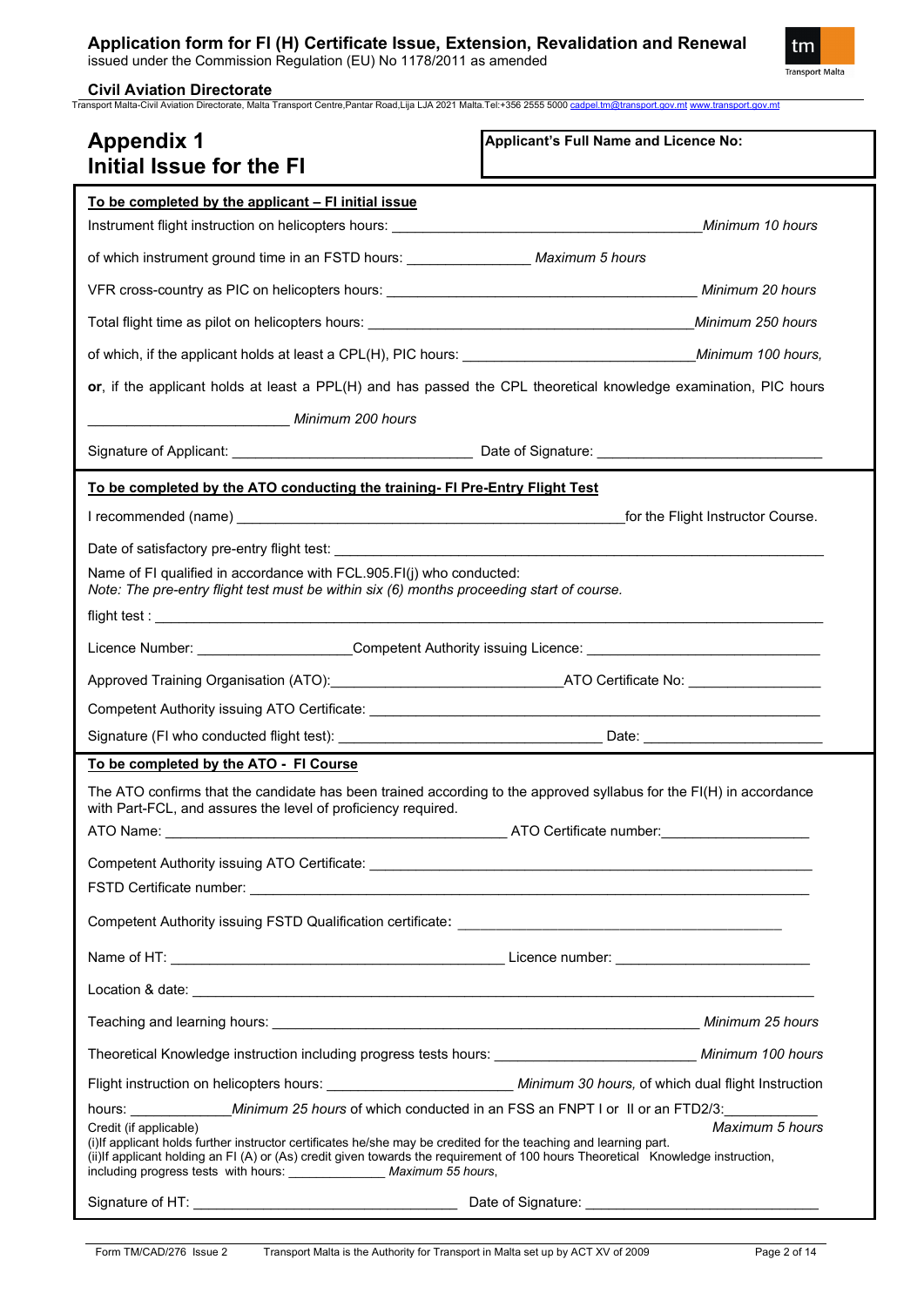## Appendix 1
## Initial Issue for the FI

**Applicant's Full Name and Licence No:**

**To be completed by the applicant – FI initial issue**

Instrument flight instruction on helicopters hours: _______________ *Minimum 10 hours*

of which instrument ground time in an FSTD hours: _______________ *Maximum 5 hours*

VFR cross-country as PIC on helicopters hours: _______________ *Minimum 20 hours*

Total flight time as pilot on helicopters hours: _______________ *Minimum 250 hours*

of which, if the applicant holds at least a CPL(H), PIC hours: _______________ *Minimum 100 hours,*

**or**, if the applicant holds at least a PPL(H) and has passed the CPL theoretical knowledge examination, PIC hours _______________ *Minimum 200 hours*

Signature of Applicant: _______________ Date of Signature: _______________

**To be completed by the ATO conducting the training- FI Pre-Entry Flight Test**

I recommended (name) _______________ for the Flight Instructor Course.

Date of satisfactory pre-entry flight test: _______________

Name of FI qualified in accordance with FCL.905.FI(j) who conducted:
*Note: The pre-entry flight test must be within six (6) months proceeding start of course.*

flight test : _______________

Licence Number: _______________ Competent Authority issuing Licence: _______________

Approved Training Organisation (ATO): _______________ ATO Certificate No: _______________

Competent Authority issuing ATO Certificate: _______________

Signature (FI who conducted flight test): _______________ Date: _______________

**To be completed by the ATO - FI Course**

The ATO confirms that the candidate has been trained according to the approved syllabus for the FI(H) in accordance with Part-FCL, and assures the level of proficiency required.

ATO Name: _______________ ATO Certificate number: _______________

Competent Authority issuing ATO Certificate: _______________

FSTD Certificate number: _______________

Competent Authority issuing FSTD Qualification certificate: _______________

Name of HT: _______________ Licence number: _______________

Location & date: _______________

Teaching and learning hours: _______________ *Minimum 25 hours*

Theoretical Knowledge instruction including progress tests hours: _______________ *Minimum 100 hours*

Flight instruction on helicopters hours: _______________ *Minimum 30 hours,* of which dual flight Instruction hours: _______________ *Minimum 25 hours* of which conducted in an FSS an FNPT I or II or an FTD2/3: _______________ *Maximum 5 hours*

Credit (if applicable)
(i)If applicant holds further instructor certificates he/she may be credited for the teaching and learning part.
(ii)If applicant holding an FI (A) or (As) credit given towards the requirement of 100 hours Theoretical Knowledge instruction, including progress tests with hours: _______________ *Maximum 55 hours*,

Signature of HT: _______________ Date of Signature: _______________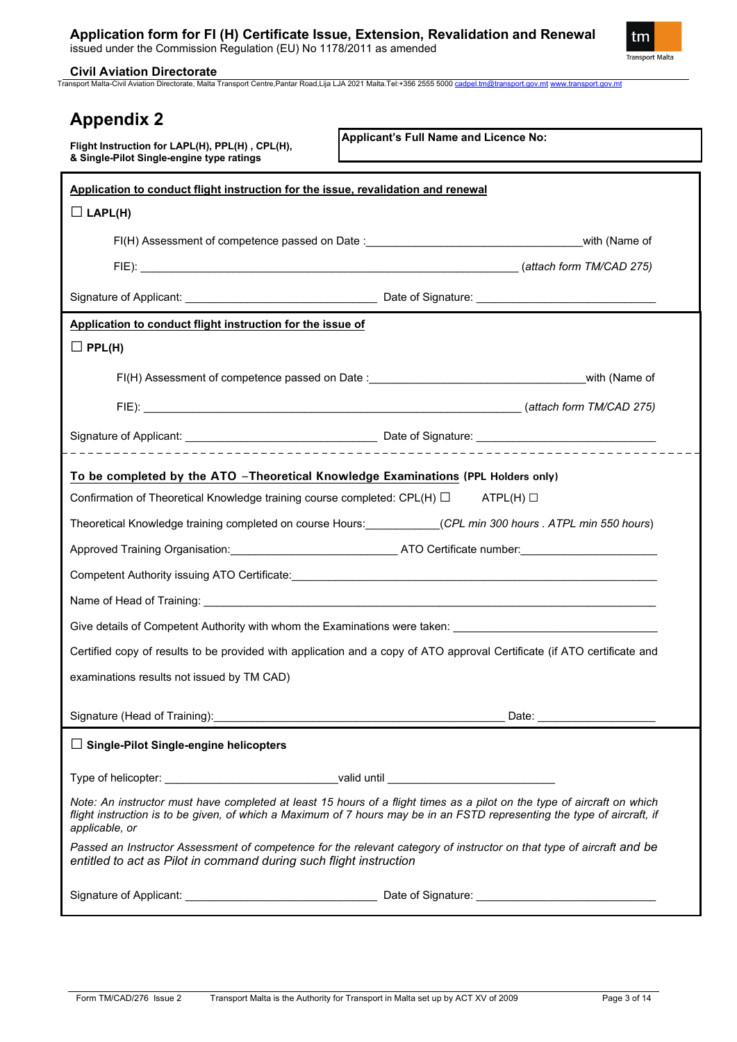# Appendix 2

**Flight Instruction for LAPL(H), PPL(H) , CPL(H), & Single-Pilot Single-engine type ratings**

**Applicant's Full Name and Licence No:**

**Application to conduct flight instruction for the issue, revalidation and renewal**

☐ **LAPL(H)**

FI(H) Assessment of competence passed on Date :\_\_\_\_\_\_\_\_\_\_\_\_\_\_\_\_\_\_\_\_\_\_\_\_\_\_\_\_\_\_\_\_\_with (Name of FIE): \_\_\_\_\_\_\_\_\_\_\_\_\_\_\_\_\_\_\_\_\_\_\_\_\_\_\_\_\_\_\_\_\_\_\_\_\_\_\_\_\_\_\_\_\_\_\_\_\_\_\_\_\_\_\_\_ *(attach form TM/CAD 275)*

Signature of Applicant: \_\_\_\_\_\_\_\_\_\_\_\_\_\_\_\_\_\_\_\_\_\_\_\_\_\_\_\_\_ Date of Signature: \_\_\_\_\_\_\_\_\_\_\_\_\_\_\_\_\_\_\_\_\_\_\_\_\_\_\_\_

**Application to conduct flight instruction for the issue of**

☐ **PPL(H)**

FI(H) Assessment of competence passed on Date :\_\_\_\_\_\_\_\_\_\_\_\_\_\_\_\_\_\_\_\_\_\_\_\_\_\_\_\_\_\_\_\_\_with (Name of FIE): \_\_\_\_\_\_\_\_\_\_\_\_\_\_\_\_\_\_\_\_\_\_\_\_\_\_\_\_\_\_\_\_\_\_\_\_\_\_\_\_\_\_\_\_\_\_\_\_\_\_\_\_\_\_\_\_ *(attach form TM/CAD 275)*

Signature of Applicant: \_\_\_\_\_\_\_\_\_\_\_\_\_\_\_\_\_\_\_\_\_\_\_\_\_\_\_\_\_ Date of Signature: \_\_\_\_\_\_\_\_\_\_\_\_\_\_\_\_\_\_\_\_\_\_\_\_\_\_\_\_

**To be completed by the ATO –Theoretical Knowledge Examinations (PPL Holders only)**

Confirmation of Theoretical Knowledge training course completed: CPL(H) ☐ ATPL(H) ☐

Theoretical Knowledge training completed on course Hours:\_\_\_\_\_\_\_\_\_\_\_\_*(CPL min 300 hours . ATPL min 550 hours)*

Approved Training Organisation:\_\_\_\_\_\_\_\_\_\_\_\_\_\_\_\_\_\_\_\_\_\_\_\_\_\_ ATO Certificate number:\_\_\_\_\_\_\_\_\_\_\_\_\_\_\_\_\_\_\_\_\_\_

Competent Authority issuing ATO Certificate:\_\_\_\_\_\_\_\_\_\_\_\_\_\_\_\_\_\_\_\_\_\_\_\_\_\_\_\_\_\_\_\_\_\_\_\_\_\_\_\_\_\_\_\_\_\_\_\_\_\_\_\_\_\_\_\_\_\_

Name of Head of Training: \_\_\_\_\_\_\_\_\_\_\_\_\_\_\_\_\_\_\_\_\_\_\_\_\_\_\_\_\_\_\_\_\_\_\_\_\_\_\_\_\_\_\_\_\_\_\_\_\_\_\_\_\_\_\_\_\_\_\_\_\_\_\_\_\_\_\_\_\_\_\_\_

Give details of Competent Authority with whom the Examinations were taken: \_\_\_\_\_\_\_\_\_\_\_\_\_\_\_\_\_\_\_\_\_\_\_\_\_\_\_\_\_\_\_\_\_

Certified copy of results to be provided with application and a copy of ATO approval Certificate (if ATO certificate and examinations results not issued by TM CAD)

Signature (Head of Training):\_\_\_\_\_\_\_\_\_\_\_\_\_\_\_\_\_\_\_\_\_\_\_\_\_\_\_\_\_\_\_\_\_\_\_\_\_\_\_\_\_\_\_\_\_\_\_\_ Date: \_\_\_\_\_\_\_\_\_\_\_\_\_\_\_\_\_\_\_\_

☐ **Single-Pilot Single-engine helicopters**

Type of helicopter: \_\_\_\_\_\_\_\_\_\_\_\_\_\_\_\_\_\_\_\_\_\_\_\_\_\_\_\_valid until \_\_\_\_\_\_\_\_\_\_\_\_\_\_\_\_\_\_\_\_\_\_\_\_\_\_\_

*Note: An instructor must have completed at least 15 hours of a flight times as a pilot on the type of aircraft on which flight instruction is to be given, of which a Maximum of 7 hours may be in an FSTD representing the type of aircraft, if applicable, or*

*Passed an Instructor Assessment of competence for the relevant category of instructor on that type of aircraft and be entitled to act as Pilot in command during such flight instruction*

Signature of Applicant: \_\_\_\_\_\_\_\_\_\_\_\_\_\_\_\_\_\_\_\_\_\_\_\_\_\_\_\_\_ Date of Signature: \_\_\_\_\_\_\_\_\_\_\_\_\_\_\_\_\_\_\_\_\_\_\_\_\_\_\_\_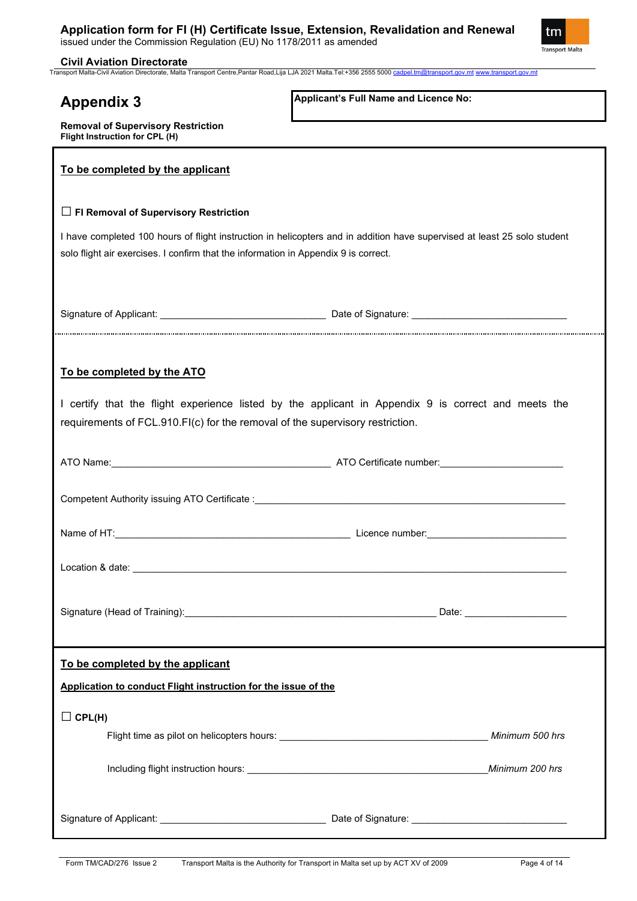# Appendix 3

**Applicant's Full Name and Licence No:**

**Removal of Supervisory Restriction**
**Flight Instruction for CPL (H)**

**To be completed by the applicant**

☐ **FI Removal of Supervisory Restriction**

I have completed 100 hours of flight instruction in helicopters and in addition have supervised at least 25 solo student solo flight air exercises. I confirm that the information in Appendix 9 is correct.

Signature of Applicant: ______________________________ Date of Signature: ____________________________

**To be completed by the ATO**

I certify that the flight experience listed by the applicant in Appendix 9 is correct and meets the requirements of FCL.910.FI(c) for the removal of the supervisory restriction.

ATO Name:________________________________________ ATO Certificate number:______________________

Competent Authority issuing ATO Certificate :________________________________________________________

Name of HT:___________________________________________ Licence number:_________________________

Location & date: ________________________________________________________________________________

Signature (Head of Training):______________________________________________ Date: ___________________

**To be completed by the applicant**

**Application to conduct Flight instruction for the issue of the**

☐ **CPL(H)**

Flight time as pilot on helicopters hours: ________________________________________ *Minimum 500 hrs*

Including flight instruction hours: _______________________________________________ *Minimum 200 hrs*

Signature of Applicant: ______________________________ Date of Signature: ____________________________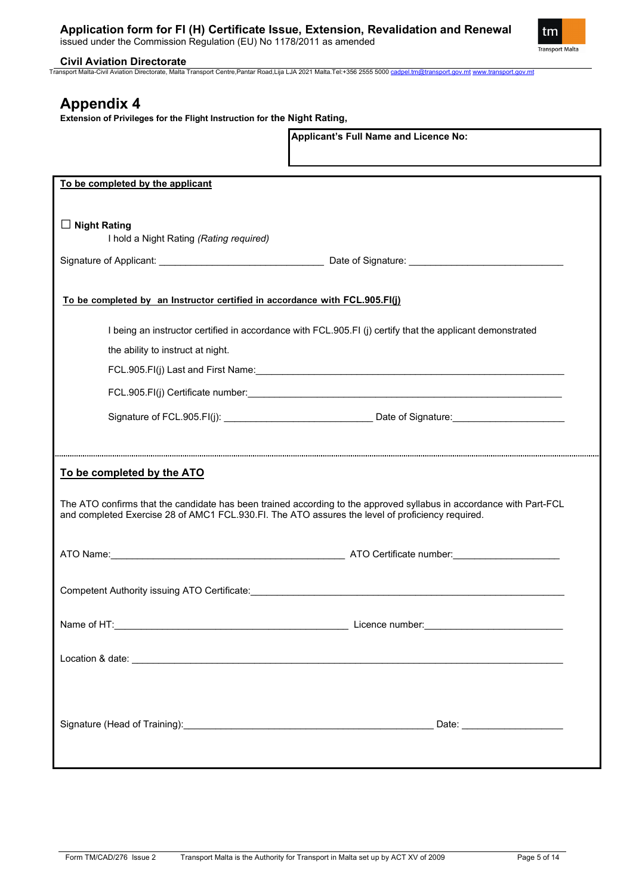# Appendix 4

**Extension of Privileges for the Flight Instruction for the Night Rating,**

**Applicant's Full Name and Licence No:**

**To be completed by the applicant**

☐ **Night Rating**

I hold a Night Rating *(Rating required)*

Signature of Applicant: ______________________________ Date of Signature: ____________________________

**To be completed by an Instructor certified in accordance with FCL.905.FI(j)**

I being an instructor certified in accordance with FCL.905.FI (j) certify that the applicant demonstrated the ability to instruct at night.

FCL.905.FI(j) Last and First Name: ____________________________________________________________

FCL.905.FI(j) Certificate number: ______________________________________________________________

Signature of FCL.905.FI(j): ___________________________ Date of Signature: _____________________

**To be completed by the ATO**

The ATO confirms that the candidate has been trained according to the approved syllabus in accordance with Part-FCL and completed Exercise 28 of AMC1 FCL.930.FI. The ATO assures the level of proficiency required.

ATO Name: ____________________________________________ ATO Certificate number: ____________________

Competent Authority issuing ATO Certificate: ______________________________________________________

Name of HT: ____________________________________________ Licence number: __________________________

Location & date: ____________________________________________________________________________

Signature (Head of Training): ________________________________________________ Date: ____________________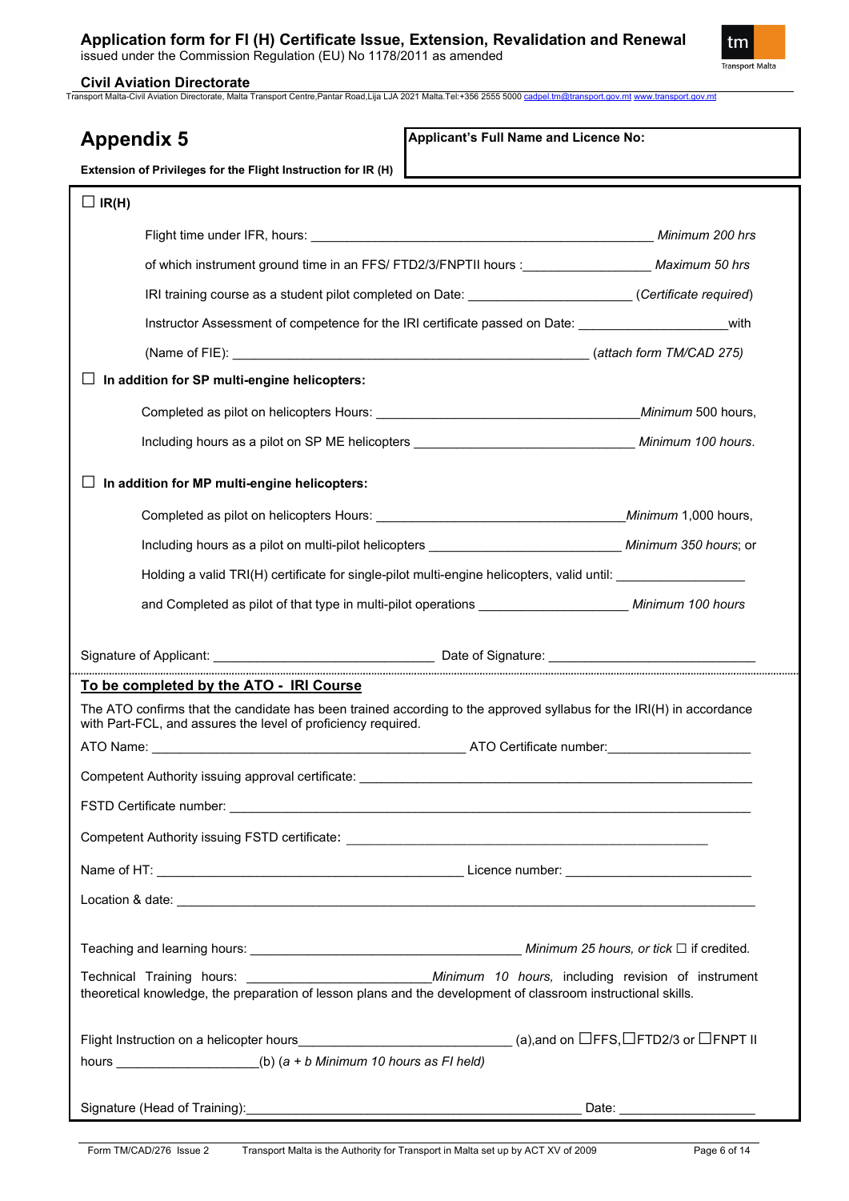## Appendix 5

**Extension of Privileges for the Flight Instruction for IR (H)**

**Applicant's Full Name and Licence No:**

☐ **IR(H)**

Flight time under IFR, hours: _______________________________________________ *Minimum 200 hrs*

of which instrument ground time in an FFS/ FTD2/3/FNPTII hours :_________________ *Maximum 50 hrs*

IRI training course as a student pilot completed on Date: _____________________ (*Certificate required*)

Instructor Assessment of competence for the IRI certificate passed on Date: ____________________with

(Name of FIE): ______________________________________________ (*attach form TM/CAD 275)*

☐ **In addition for SP multi-engine helicopters:**

Completed as pilot on helicopters Hours: ____________________________________*Minimum* 500 hours,

Including hours as a pilot on SP ME helicopters ______________________________ *Minimum 100 hours*.

☐ **In addition for MP multi-engine helicopters:**

Completed as pilot on helicopters Hours: ___________________________________*Minimum* 1,000 hours,

Including hours as a pilot on multi-pilot helicopters _________________________ *Minimum 350 hours*; or

Holding a valid TRI(H) certificate for single-pilot multi-engine helicopters, valid until: _________________

and Completed as pilot of that type in multi-pilot operations ____________________ *Minimum 100 hours*

Signature of Applicant: ______________________________ Date of Signature: ____________________________

**To be completed by the ATO - IRI Course**

The ATO confirms that the candidate has been trained according to the approved syllabus for the IRI(H) in accordance with Part-FCL, and assures the level of proficiency required.

ATO Name: _____________________________________________ ATO Certificate number:___________________

Competent Authority issuing approval certificate: _________________________________________________________

FSTD Certificate number: _____________________________________________________________________

Competent Authority issuing FSTD certificate: ___________________________________________________

Name of HT: ____________________________________________ Licence number: _________________________

Location & date: ____________________________________________________________________________

Teaching and learning hours: ______________________________________ *Minimum 25 hours, or tick* ☐ if credited.

Technical Training hours: ________________________*Minimum 10 hours,* including revision of instrument theoretical knowledge, the preparation of lesson plans and the development of classroom instructional skills.

Flight Instruction on a helicopter hours____________________________ (a),and on ☐FFS,☐FTD2/3 or ☐FNPT II hours ____________________(b) (*a + b Minimum 10 hours as FI held)*

Signature (Head of Training):_____________________________________________ Date: ___________________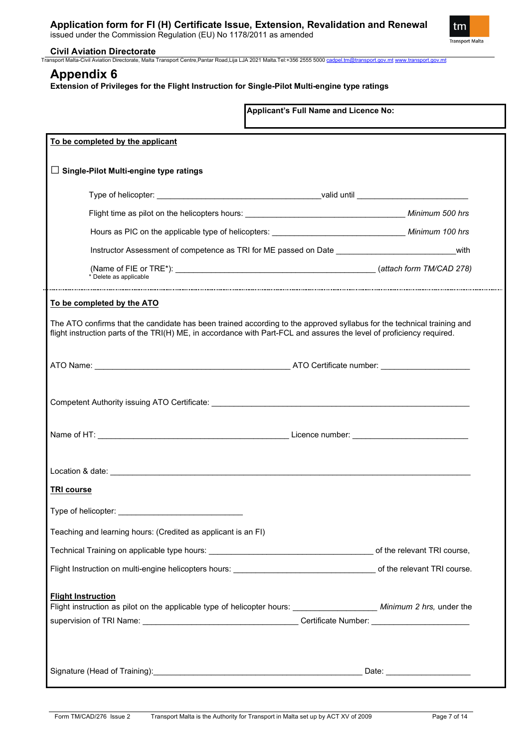# Application form for FI (H) Certificate Issue, Extension, Revalidation and Renewal

issued under the Commission Regulation (EU) No 1178/2011 as amended

**Civil Aviation Directorate**

Transport Malta-Civil Aviation Directorate, Malta Transport Centre,Pantar Road,Lija LJA 2021 Malta.Tel:+356 2555 5000 cadpel.tm@transport.gov.mt www.transport.gov.mt

## Appendix 6

**Extension of Privileges for the Flight Instruction for Single-Pilot Multi-engine type ratings**

**Applicant's Full Name and Licence No:**

**To be completed by the applicant**

☐ **Single-Pilot Multi-engine type ratings**

Type of helicopter: ______________________ valid until ______________________

Flight time as pilot on the helicopters hours: ______________________ *Minimum 500 hrs*

Hours as PIC on the applicable type of helicopters: ______________________ *Minimum 100 hrs*

Instructor Assessment of competence as TRI for ME passed on Date ______________________ with

(Name of FIE or TRE*): ______________________ (*attach form TM/CAD 278)*

\* Delete as applicable

**To be completed by the ATO**

The ATO confirms that the candidate has been trained according to the approved syllabus for the technical training and flight instruction parts of the TRI(H) ME, in accordance with Part-FCL and assures the level of proficiency required.

ATO Name: ______________________ ATO Certificate number: ______________________

Competent Authority issuing ATO Certificate: ______________________

Name of HT: ______________________ Licence number: ______________________

Location & date: ______________________

**TRI course**

Type of helicopter: ______________________

Teaching and learning hours: (Credited as applicant is an FI)

Technical Training on applicable type hours: ______________________ of the relevant TRI course,

Flight Instruction on multi-engine helicopters hours: ______________________ of the relevant TRI course.

**Flight Instruction**

Flight instruction as pilot on the applicable type of helicopter hours: ______________________ *Minimum 2 hrs,* under the supervision of TRI Name: ______________________ Certificate Number: ______________________

Signature (Head of Training): ______________________ Date: ______________________

Form TM/CAD/276 Issue 2 Transport Malta is the Authority for Transport in Malta set up by ACT XV of 2009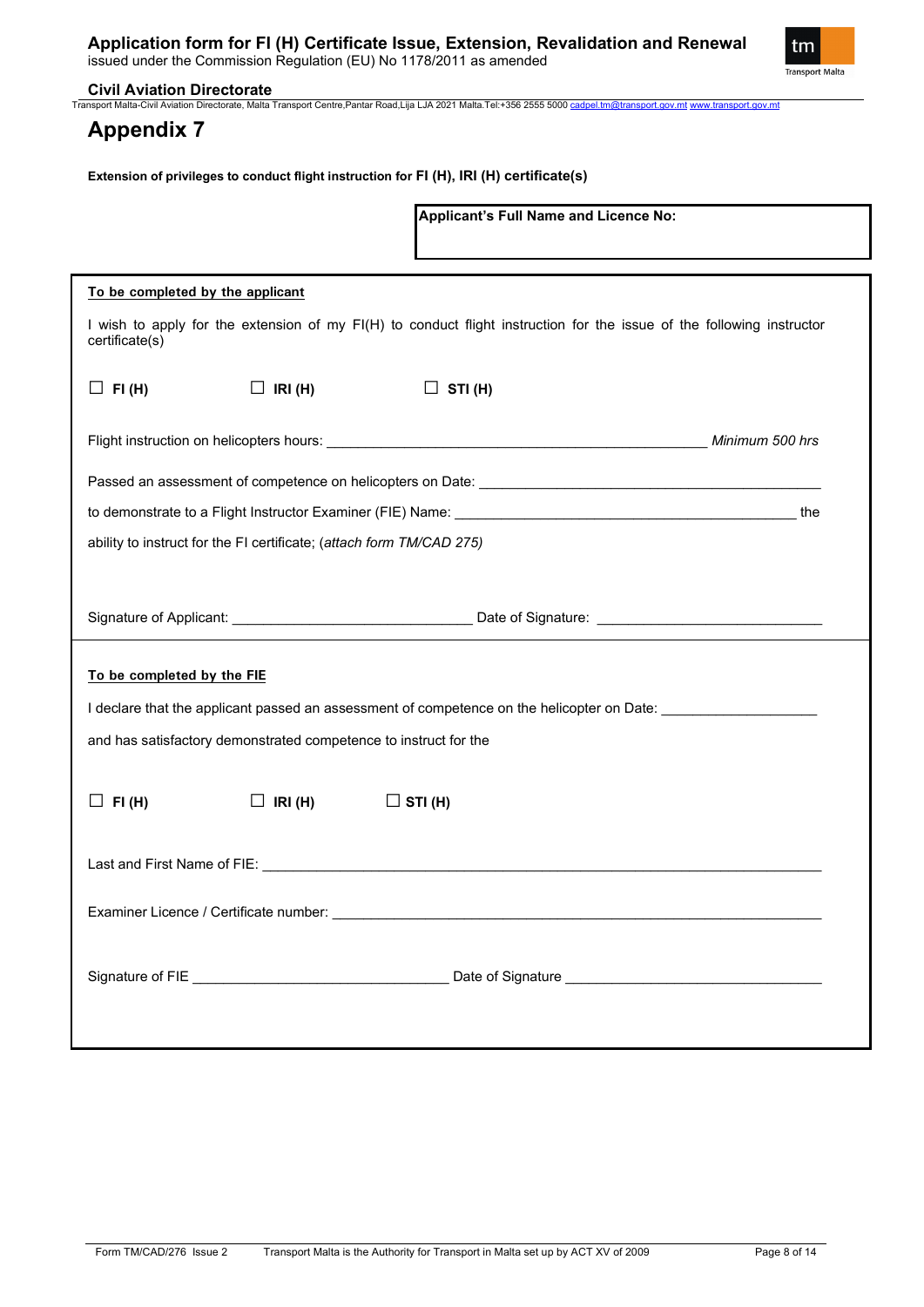# Appendix 7

**Extension of privileges to conduct flight instruction for FI (H), IRI (H) certificate(s)**

| **Applicant's Full Name and Licence No:** |
|---|
| |

**To be completed by the applicant**

I wish to apply for the extension of my FI(H) to conduct flight instruction for the issue of the following instructor certificate(s)

☐ **FI (H)** ☐ **IRI (H)** ☐ **STI (H)**

Flight instruction on helicopters hours: ______________________________ *Minimum 500 hrs*

Passed an assessment of competence on helicopters on Date: ______________________________

to demonstrate to a Flight Instructor Examiner (FIE) Name: ______________________________ the ability to instruct for the FI certificate; (*attach form TM/CAD 275*)

Signature of Applicant: ______________________ Date of Signature: ______________________

**To be completed by the FIE**

I declare that the applicant passed an assessment of competence on the helicopter on Date: ______________

and has satisfactory demonstrated competence to instruct for the

☐ **FI (H)** ☐ **IRI (H)** ☐ **STI (H)**

Last and First Name of FIE: ______________________________

Examiner Licence / Certificate number: ______________________________

Signature of FIE ______________________ Date of Signature ______________________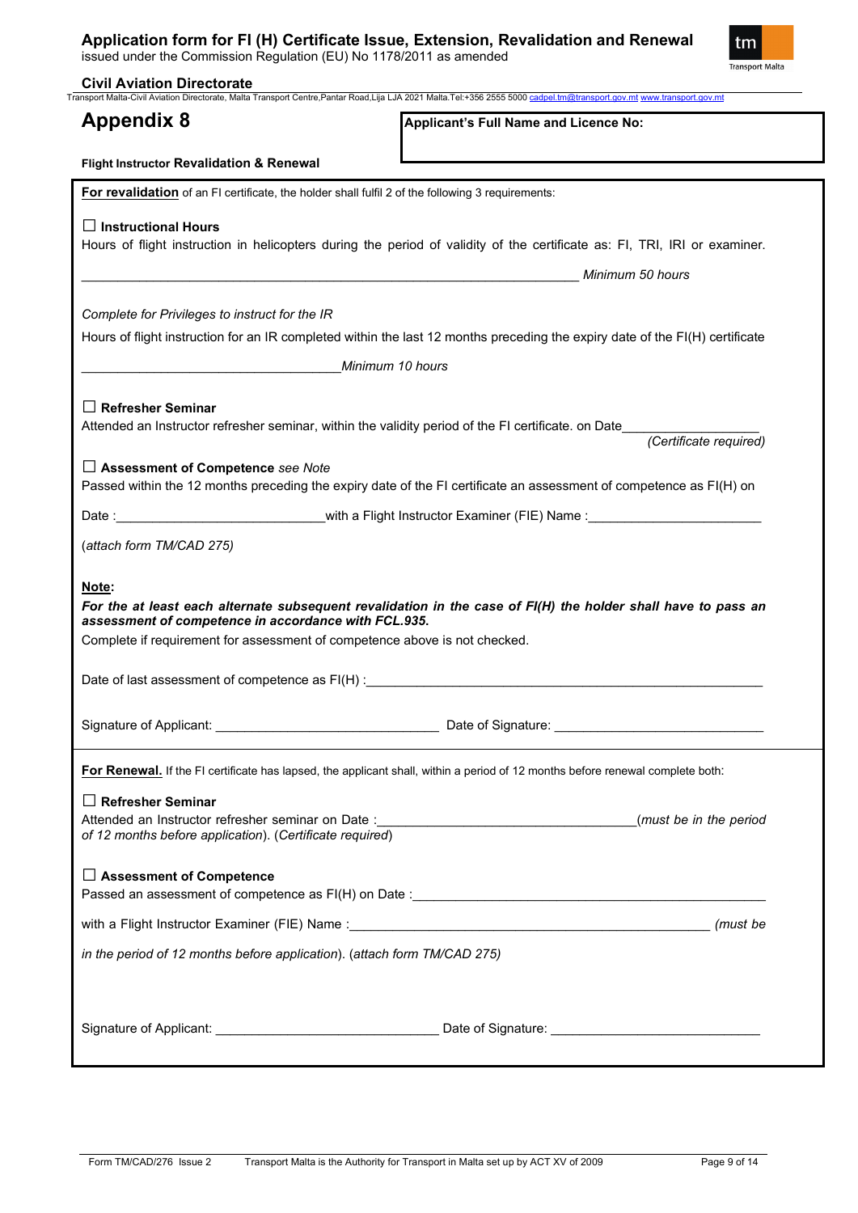## Appendix 8

**Applicant's Full Name and Licence No:**

**Flight Instructor Revalidation & Renewal**

**For revalidation** of an FI certificate, the holder shall fulfil 2 of the following 3 requirements:

☐ **Instructional Hours**

Hours of flight instruction in helicopters during the period of validity of the certificate as: FI, TRI, IRI or examiner.

\_\_\_\_\_\_\_\_\_\_\_\_\_\_\_\_\_\_\_\_\_\_\_\_\_\_\_\_\_\_\_\_\_\_\_\_\_\_\_\_\_\_\_\_\_\_\_\_\_\_\_\_\_\_\_\_\_\_\_\_ *Minimum 50 hours*

*Complete for Privileges to instruct for the IR*

Hours of flight instruction for an IR completed within the last 12 months preceding the expiry date of the FI(H) certificate

\_\_\_\_\_\_\_\_\_\_\_\_\_\_\_\_\_\_\_\_\_\_\_\_\_\_\_\_\_\_\_\_\_\_\_*Minimum 10 hours*

☐ **Refresher Seminar**

Attended an Instructor refresher seminar, within the validity period of the FI certificate. on Date\_\_\_\_\_\_\_\_\_\_\_\_\_\_\_\_\_\_ *(Certificate required)*

☐ **Assessment of Competence** *see Note*

Passed within the 12 months preceding the expiry date of the FI certificate an assessment of competence as FI(H) on

Date :\_\_\_\_\_\_\_\_\_\_\_\_\_\_\_\_\_\_\_\_\_\_\_\_\_\_\_\_with a Flight Instructor Examiner (FIE) Name :\_\_\_\_\_\_\_\_\_\_\_\_\_\_\_\_\_\_\_\_\_\_\_\_

(*attach form TM/CAD 275)*

**Note:**

***For the at least each alternate subsequent revalidation in the case of FI(H) the holder shall have to pass an assessment of competence in accordance with FCL.935.***

Complete if requirement for assessment of competence above is not checked.

Date of last assessment of competence as FI(H) :\_\_\_\_\_\_\_\_\_\_\_\_\_\_\_\_\_\_\_\_\_\_\_\_\_\_\_\_\_\_\_\_\_\_\_\_\_\_\_\_\_\_\_\_\_\_\_\_\_\_\_\_\_

Signature of Applicant: \_\_\_\_\_\_\_\_\_\_\_\_\_\_\_\_\_\_\_\_\_\_\_\_\_\_\_\_\_\_ Date of Signature: \_\_\_\_\_\_\_\_\_\_\_\_\_\_\_\_\_\_\_\_\_\_\_\_\_\_\_\_

**For Renewal.** If the FI certificate has lapsed, the applicant shall, within a period of 12 months before renewal complete both:

☐ **Refresher Seminar**

Attended an Instructor refresher seminar on Date :\_\_\_\_\_\_\_\_\_\_\_\_\_\_\_\_\_\_\_\_\_\_\_\_\_\_\_\_\_\_\_\_\_\_\_(*must be in the period of 12 months before application*). (*Certificate required*)

☐ **Assessment of Competence**

Passed an assessment of competence as FI(H) on Date :\_\_\_\_\_\_\_\_\_\_\_\_\_\_\_\_\_\_\_\_\_\_\_\_\_\_\_\_\_\_\_\_\_\_\_\_\_\_\_\_\_\_\_\_\_\_\_\_\_

with a Flight Instructor Examiner (FIE) Name :\_\_\_\_\_\_\_\_\_\_\_\_\_\_\_\_\_\_\_\_\_\_\_\_\_\_\_\_\_\_\_\_\_\_\_\_\_\_\_\_\_\_\_\_\_\_\_\_ *(must be in the period of 12 months before application*). (*attach form TM/CAD 275)*

Signature of Applicant: \_\_\_\_\_\_\_\_\_\_\_\_\_\_\_\_\_\_\_\_\_\_\_\_\_\_\_\_\_\_ Date of Signature: \_\_\_\_\_\_\_\_\_\_\_\_\_\_\_\_\_\_\_\_\_\_\_\_\_\_\_\_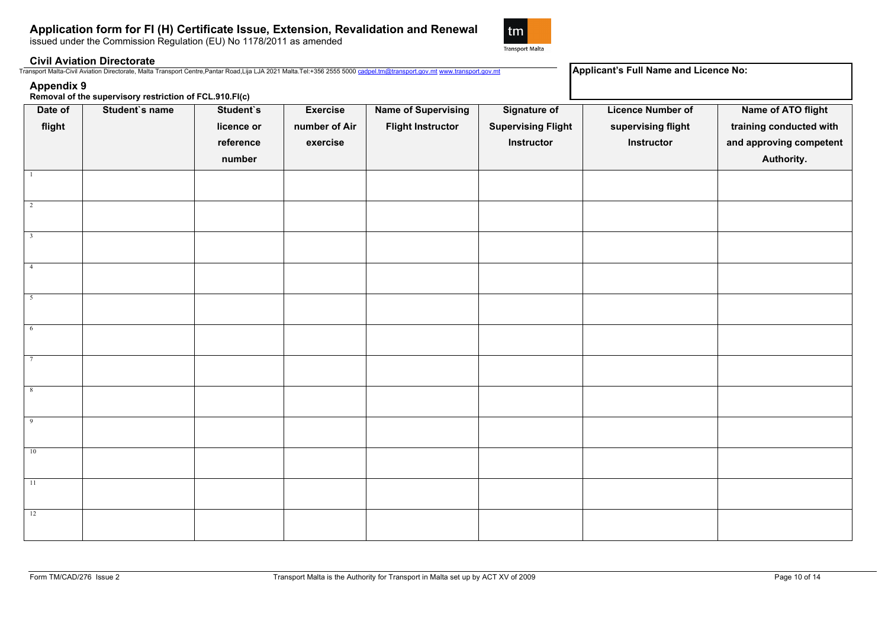# Application form for FI (H) Certificate Issue, Extension, Revalidation and Renewal

issued under the Commission Regulation (EU) No 1178/2011 as amended

**Civil Aviation Directorate**

Transport Malta-Civil Aviation Directorate, Malta Transport Centre,Pantar Road,Lija LJA 2021 Malta.Tel:+356 2555 5000 cadpel.tm@transport.gov.mt www.transport.gov.mt

**Applicant's Full Name and Licence No:**

## Appendix 9

**Removal of the supervisory restriction of FCL.910.FI(c)**

| Date of flight | Student`s name | Student`s licence or reference number | Exercise number of Air exercise | Name of Supervising Flight Instructor | Signature of Supervising Flight Instructor | Licence Number of supervising flight Instructor | Name of ATO flight training conducted with and approving competent Authority. |
|---|---|---|---|---|---|---|---|
| 1 | | | | | | | |
| 2 | | | | | | | |
| 3 | | | | | | | |
| 4 | | | | | | | |
| 5 | | | | | | | |
| 6 | | | | | | | |
| 7 | | | | | | | |
| 8 | | | | | | | |
| 9 | | | | | | | |
| 10 | | | | | | | |
| 11 | | | | | | | |
| 12 | | | | | | | |

Form TM/CAD/276 Issue 2 — Transport Malta is the Authority for Transport in Malta set up by ACT XV of 2009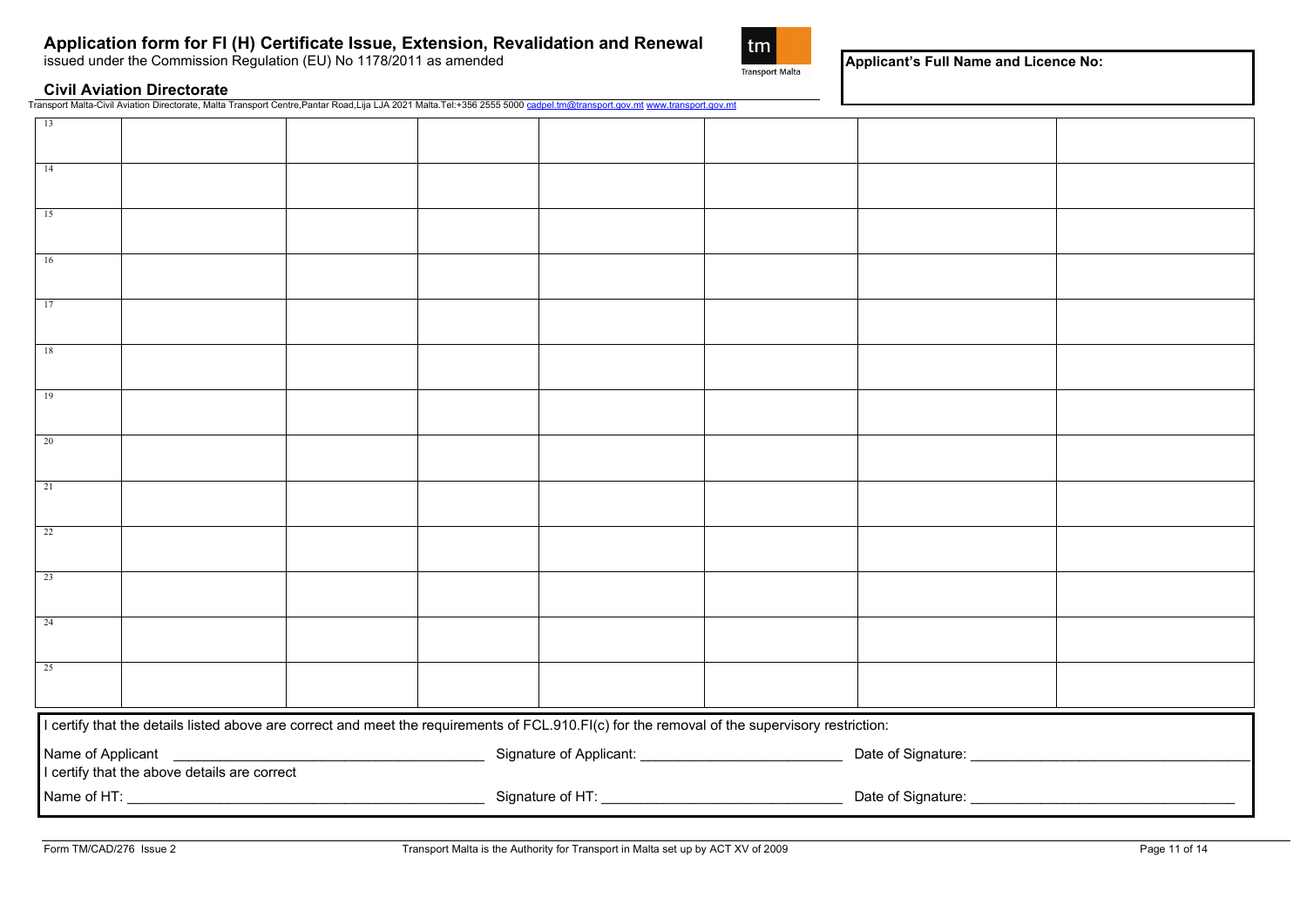# Application form for FI (H) Certificate Issue, Extension, Revalidation and Renewal

issued under the Commission Regulation (EU) No 1178/2011 as amended

## Civil Aviation Directorate

Transport Malta-Civil Aviation Directorate, Malta Transport Centre,Pantar Road,Lija LJA 2021 Malta.Tel:+356 2555 5000 cadpel.tm@transport.gov.mt www.transport.gov.mt

**Applicant's Full Name and Licence No:**

| | | | | | | | |
|---|---|---|---|---|---|---|---|
| 13 | | | | | | | |
| 14 | | | | | | | |
| 15 | | | | | | | |
| 16 | | | | | | | |
| 17 | | | | | | | |
| 18 | | | | | | | |
| 19 | | | | | | | |
| 20 | | | | | | | |
| 21 | | | | | | | |
| 22 | | | | | | | |
| 23 | | | | | | | |
| 24 | | | | | | | |
| 25 | | | | | | | |

I certify that the details listed above are correct and meet the requirements of FCL.910.FI(c) for the removal of the supervisory restriction:

Name of Applicant ______________________ Signature of Applicant: ______________________ Date of Signature: ______________________

I certify that the above details are correct

Name of HT: ______________________ Signature of HT: ______________________ Date of Signature: ______________________

Form TM/CAD/276 Issue 2

Transport Malta is the Authority for Transport in Malta set up by ACT XV of 2009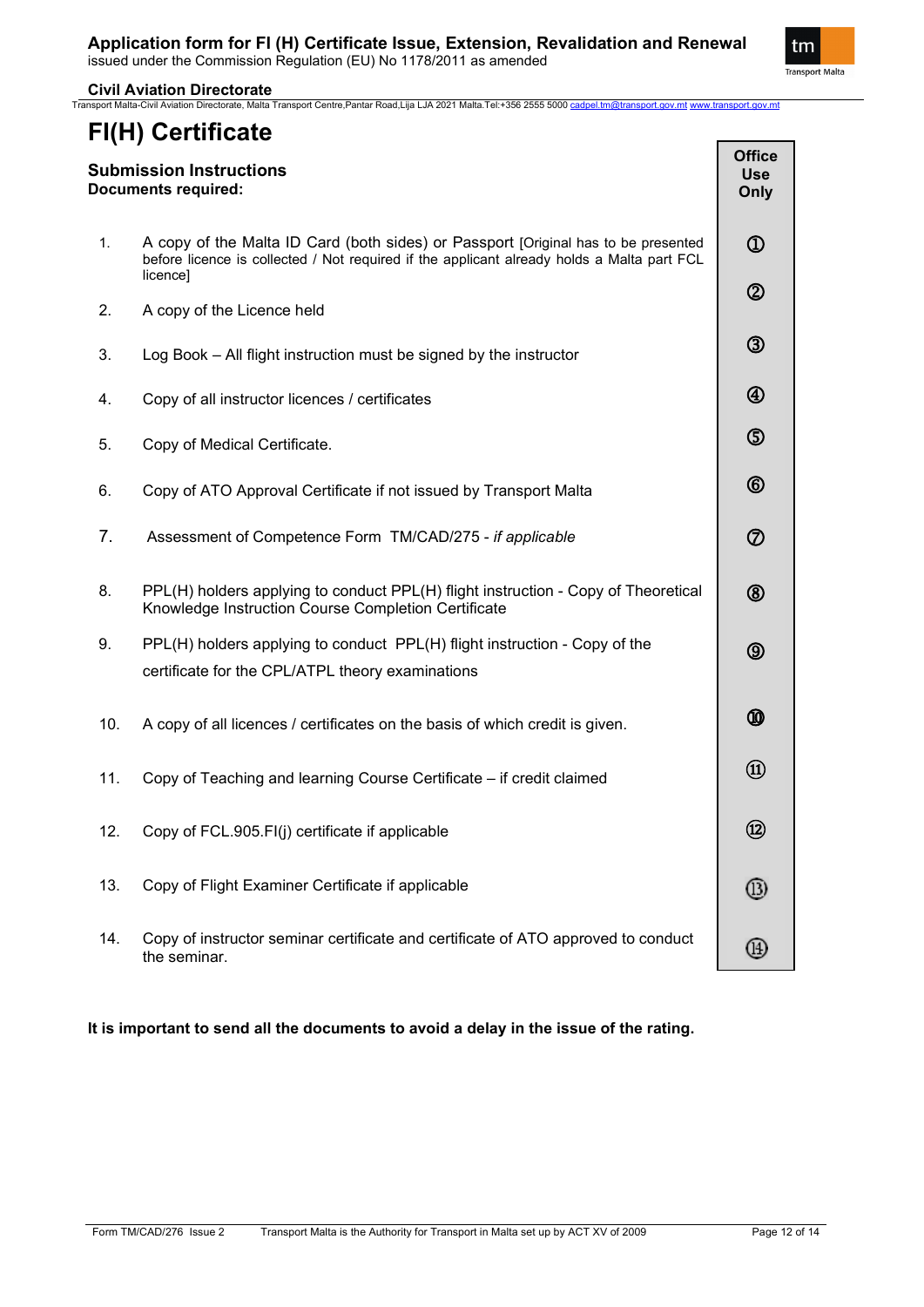# FI(H) Certificate

### Submission Instructions
**Documents required:**

| | | Office Use Only |
|---|---|---|
| 1. | A copy of the Malta ID Card (both sides) or Passport [Original has to be presented before licence is collected / Not required if the applicant already holds a Malta part FCL licence] | ① |
| 2. | A copy of the Licence held | ② |
| 3. | Log Book – All flight instruction must be signed by the instructor | ③ |
| 4. | Copy of all instructor licences / certificates | ④ |
| 5. | Copy of Medical Certificate. | ⑤ |
| 6. | Copy of ATO Approval Certificate if not issued by Transport Malta | ⑥ |
| 7. | Assessment of Competence Form TM/CAD/275 - *if applicable* | ⑦ |
| 8. | PPL(H) holders applying to conduct PPL(H) flight instruction - Copy of Theoretical Knowledge Instruction Course Completion Certificate | ⑧ |
| 9. | PPL(H) holders applying to conduct PPL(H) flight instruction - Copy of the certificate for the CPL/ATPL theory examinations | ⑨ |
| 10. | A copy of all licences / certificates on the basis of which credit is given. | ⑩ |
| 11. | Copy of Teaching and learning Course Certificate – if credit claimed | ⑪ |
| 12. | Copy of FCL.905.FI(j) certificate if applicable | ⑫ |
| 13. | Copy of Flight Examiner Certificate if applicable | ⑬ |
| 14. | Copy of instructor seminar certificate and certificate of ATO approved to conduct the seminar. | ⑭ |

**It is important to send all the documents to avoid a delay in the issue of the rating.**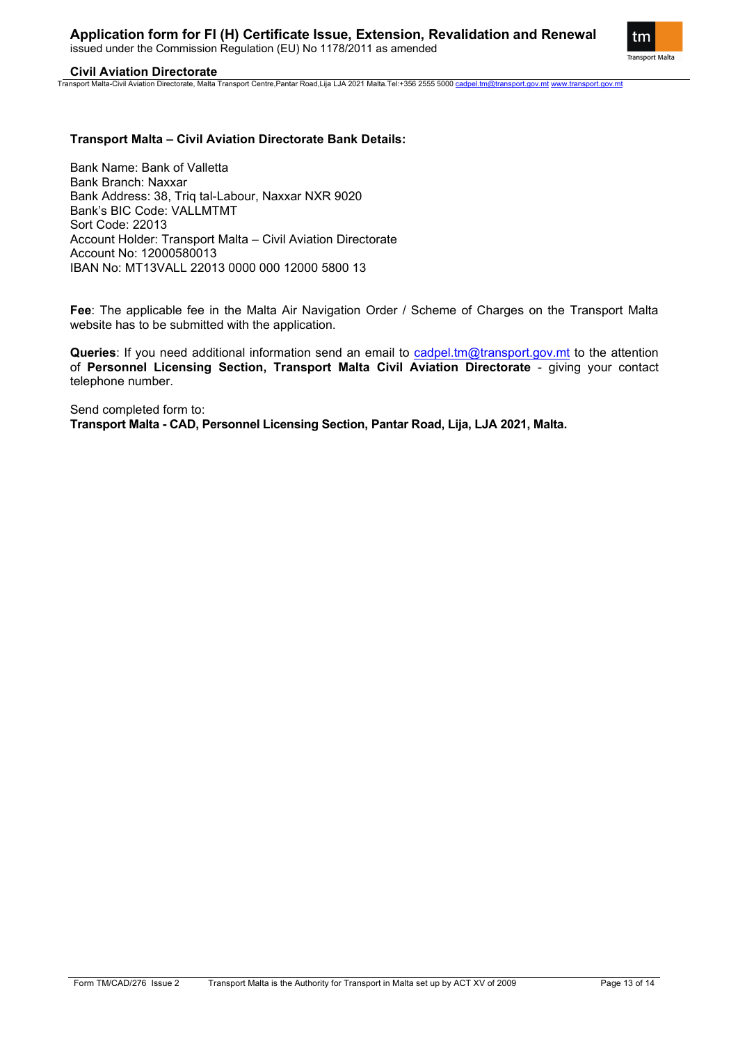**Transport Malta – Civil Aviation Directorate Bank Details:**

Bank Name: Bank of Valletta
Bank Branch: Naxxar
Bank Address: 38, Triq tal-Labour, Naxxar NXR 9020
Bank's BIC Code: VALLMTMT
Sort Code: 22013
Account Holder: Transport Malta – Civil Aviation Directorate
Account No: 12000580013
IBAN No: MT13VALL 22013 0000 000 12000 5800 13

**Fee**: The applicable fee in the Malta Air Navigation Order / Scheme of Charges on the Transport Malta website has to be submitted with the application.

**Queries**: If you need additional information send an email to cadpel.tm@transport.gov.mt to the attention of **Personnel Licensing Section, Transport Malta Civil Aviation Directorate** - giving your contact telephone number.

Send completed form to:
**Transport Malta - CAD, Personnel Licensing Section, Pantar Road, Lija, LJA 2021, Malta.**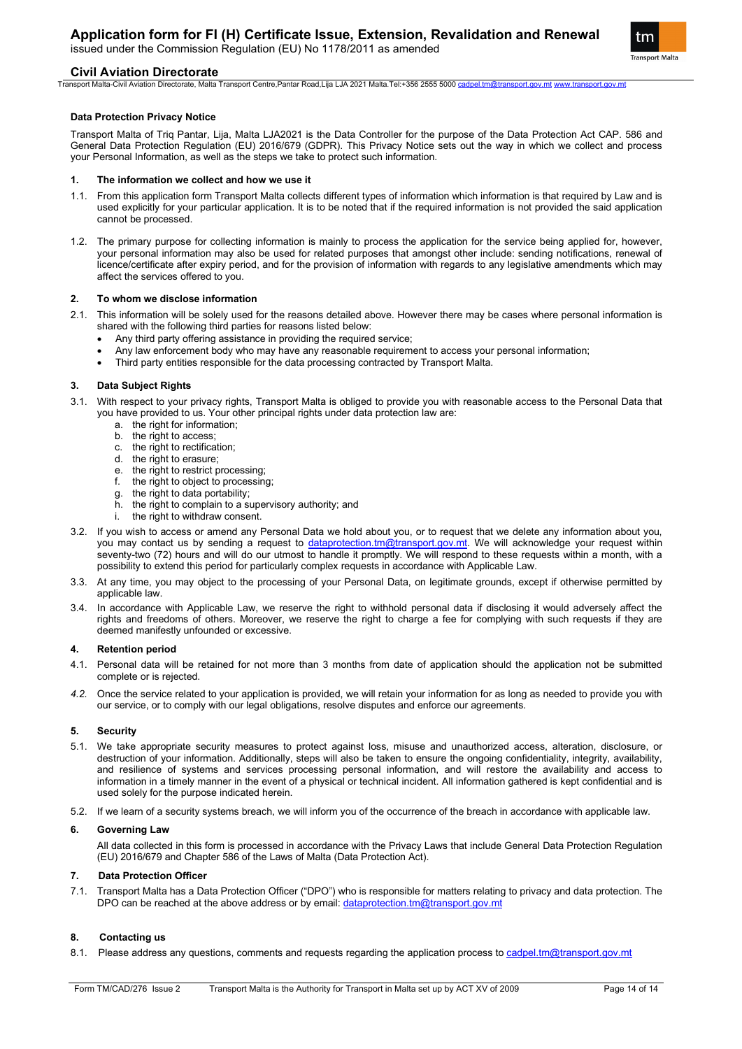## Data Protection Privacy Notice

Transport Malta of Triq Pantar, Lija, Malta LJA2021 is the Data Controller for the purpose of the Data Protection Act CAP. 586 and General Data Protection Regulation (EU) 2016/679 (GDPR). This Privacy Notice sets out the way in which we collect and process your Personal Information, as well as the steps we take to protect such information.

### 1. The information we collect and how we use it

1.1. From this application form Transport Malta collects different types of information which information is that required by Law and is used explicitly for your particular application. It is to be noted that if the required information is not provided the said application cannot be processed.

1.2. The primary purpose for collecting information is mainly to process the application for the service being applied for, however, your personal information may also be used for related purposes that amongst other include: sending notifications, renewal of licence/certificate after expiry period, and for the provision of information with regards to any legislative amendments which may affect the services offered to you.

### 2. To whom we disclose information

2.1. This information will be solely used for the reasons detailed above. However there may be cases where personal information is shared with the following third parties for reasons listed below:

- Any third party offering assistance in providing the required service;
- Any law enforcement body who may have any reasonable requirement to access your personal information;
- Third party entities responsible for the data processing contracted by Transport Malta.

### 3. Data Subject Rights

3.1. With respect to your privacy rights, Transport Malta is obliged to provide you with reasonable access to the Personal Data that you have provided to us. Your other principal rights under data protection law are:

a. the right for information;
b. the right to access;
c. the right to rectification;
d. the right to erasure;
e. the right to restrict processing;
f. the right to object to processing;
g. the right to data portability;
h. the right to complain to a supervisory authority; and
i. the right to withdraw consent.

3.2. If you wish to access or amend any Personal Data we hold about you, or to request that we delete any information about you, you may contact us by sending a request to dataprotection.tm@transport.gov.mt. We will acknowledge your request within seventy-two (72) hours and will do our utmost to handle it promptly. We will respond to these requests within a month, with a possibility to extend this period for particularly complex requests in accordance with Applicable Law.

3.3. At any time, you may object to the processing of your Personal Data, on legitimate grounds, except if otherwise permitted by applicable law.

3.4. In accordance with Applicable Law, we reserve the right to withhold personal data if disclosing it would adversely affect the rights and freedoms of others. Moreover, we reserve the right to charge a fee for complying with such requests if they are deemed manifestly unfounded or excessive.

### 4. Retention period

4.1. Personal data will be retained for not more than 3 months from date of application should the application not be submitted complete or is rejected.

*4.2.* Once the service related to your application is provided, we will retain your information for as long as needed to provide you with our service, or to comply with our legal obligations, resolve disputes and enforce our agreements.

### 5. Security

5.1. We take appropriate security measures to protect against loss, misuse and unauthorized access, alteration, disclosure, or destruction of your information. Additionally, steps will also be taken to ensure the ongoing confidentiality, integrity, availability, and resilience of systems and services processing personal information, and will restore the availability and access to information in a timely manner in the event of a physical or technical incident. All information gathered is kept confidential and is used solely for the purpose indicated herein.

5.2. If we learn of a security systems breach, we will inform you of the occurrence of the breach in accordance with applicable law.

### 6. Governing Law

All data collected in this form is processed in accordance with the Privacy Laws that include General Data Protection Regulation (EU) 2016/679 and Chapter 586 of the Laws of Malta (Data Protection Act).

### 7. Data Protection Officer

7.1. Transport Malta has a Data Protection Officer ("DPO") who is responsible for matters relating to privacy and data protection. The DPO can be reached at the above address or by email: dataprotection.tm@transport.gov.mt

### 8. Contacting us

8.1. Please address any questions, comments and requests regarding the application process to cadpel.tm@transport.gov.mt